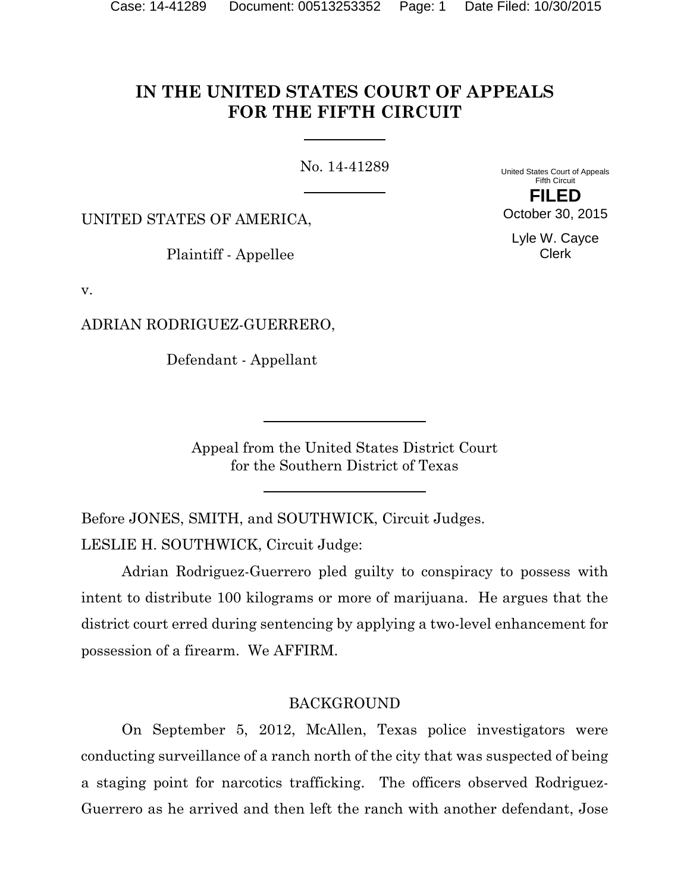# IN THE UNITED STATES COURT OF APPEALS FOR THE FIFTH CIRCUIT

No. 14-41289

United States Court of Appeals
Fifth Circuit

**FILED**

October 30, 2015

Lyle W. Cayce
Clerk

UNITED STATES OF AMERICA,

Plaintiff - Appellee

v.

ADRIAN RODRIGUEZ-GUERRERO,

Defendant - Appellant

Appeal from the United States District Court
for the Southern District of Texas

Before JONES, SMITH, and SOUTHWICK, Circuit Judges.

LESLIE H. SOUTHWICK, Circuit Judge:

Adrian Rodriguez-Guerrero pled guilty to conspiracy to possess with intent to distribute 100 kilograms or more of marijuana. He argues that the district court erred during sentencing by applying a two-level enhancement for possession of a firearm. We AFFIRM.

## BACKGROUND

On September 5, 2012, McAllen, Texas police investigators were conducting surveillance of a ranch north of the city that was suspected of being a staging point for narcotics trafficking. The officers observed Rodriguez-Guerrero as he arrived and then left the ranch with another defendant, Jose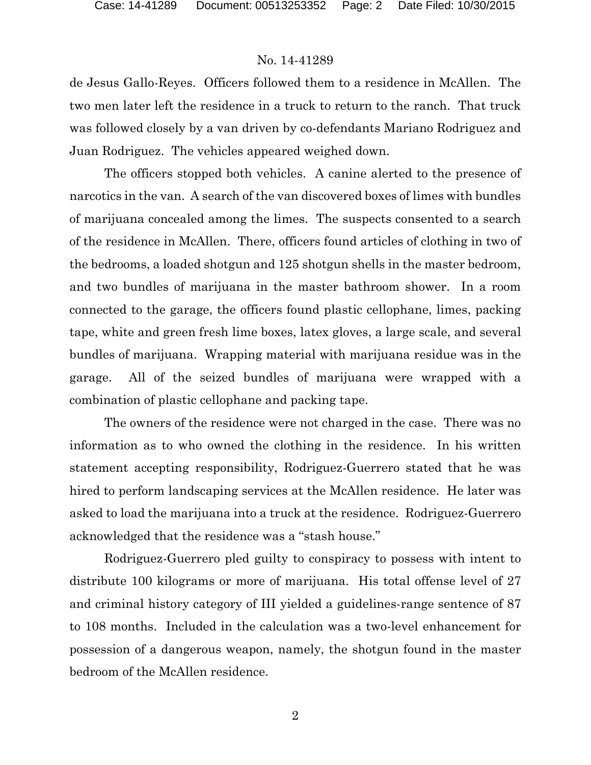de Jesus Gallo-Reyes. Officers followed them to a residence in McAllen. The two men later left the residence in a truck to return to the ranch. That truck was followed closely by a van driven by co-defendants Mariano Rodriguez and Juan Rodriguez. The vehicles appeared weighed down.

The officers stopped both vehicles. A canine alerted to the presence of narcotics in the van. A search of the van discovered boxes of limes with bundles of marijuana concealed among the limes. The suspects consented to a search of the residence in McAllen. There, officers found articles of clothing in two of the bedrooms, a loaded shotgun and 125 shotgun shells in the master bedroom, and two bundles of marijuana in the master bathroom shower. In a room connected to the garage, the officers found plastic cellophane, limes, packing tape, white and green fresh lime boxes, latex gloves, a large scale, and several bundles of marijuana. Wrapping material with marijuana residue was in the garage. All of the seized bundles of marijuana were wrapped with a combination of plastic cellophane and packing tape.

The owners of the residence were not charged in the case. There was no information as to who owned the clothing in the residence. In his written statement accepting responsibility, Rodriguez-Guerrero stated that he was hired to perform landscaping services at the McAllen residence. He later was asked to load the marijuana into a truck at the residence. Rodriguez-Guerrero acknowledged that the residence was a "stash house."

Rodriguez-Guerrero pled guilty to conspiracy to possess with intent to distribute 100 kilograms or more of marijuana. His total offense level of 27 and criminal history category of III yielded a guidelines-range sentence of 87 to 108 months. Included in the calculation was a two-level enhancement for possession of a dangerous weapon, namely, the shotgun found in the master bedroom of the McAllen residence.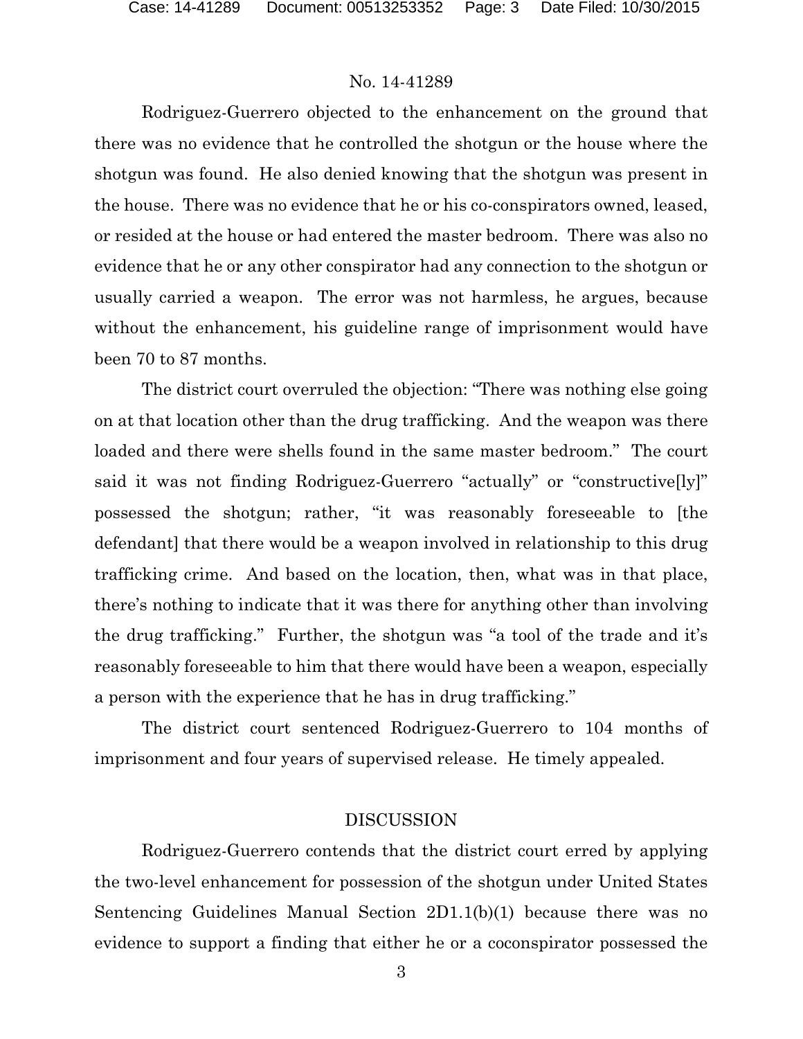Rodriguez-Guerrero objected to the enhancement on the ground that there was no evidence that he controlled the shotgun or the house where the shotgun was found. He also denied knowing that the shotgun was present in the house. There was no evidence that he or his co-conspirators owned, leased, or resided at the house or had entered the master bedroom. There was also no evidence that he or any other conspirator had any connection to the shotgun or usually carried a weapon. The error was not harmless, he argues, because without the enhancement, his guideline range of imprisonment would have been 70 to 87 months.

The district court overruled the objection: "There was nothing else going on at that location other than the drug trafficking. And the weapon was there loaded and there were shells found in the same master bedroom." The court said it was not finding Rodriguez-Guerrero "actually" or "constructive[ly]" possessed the shotgun; rather, "it was reasonably foreseeable to [the defendant] that there would be a weapon involved in relationship to this drug trafficking crime. And based on the location, then, what was in that place, there's nothing to indicate that it was there for anything other than involving the drug trafficking." Further, the shotgun was "a tool of the trade and it's reasonably foreseeable to him that there would have been a weapon, especially a person with the experience that he has in drug trafficking."

The district court sentenced Rodriguez-Guerrero to 104 months of imprisonment and four years of supervised release. He timely appealed.

## DISCUSSION

Rodriguez-Guerrero contends that the district court erred by applying the two-level enhancement for possession of the shotgun under United States Sentencing Guidelines Manual Section 2D1.1(b)(1) because there was no evidence to support a finding that either he or a coconspirator possessed the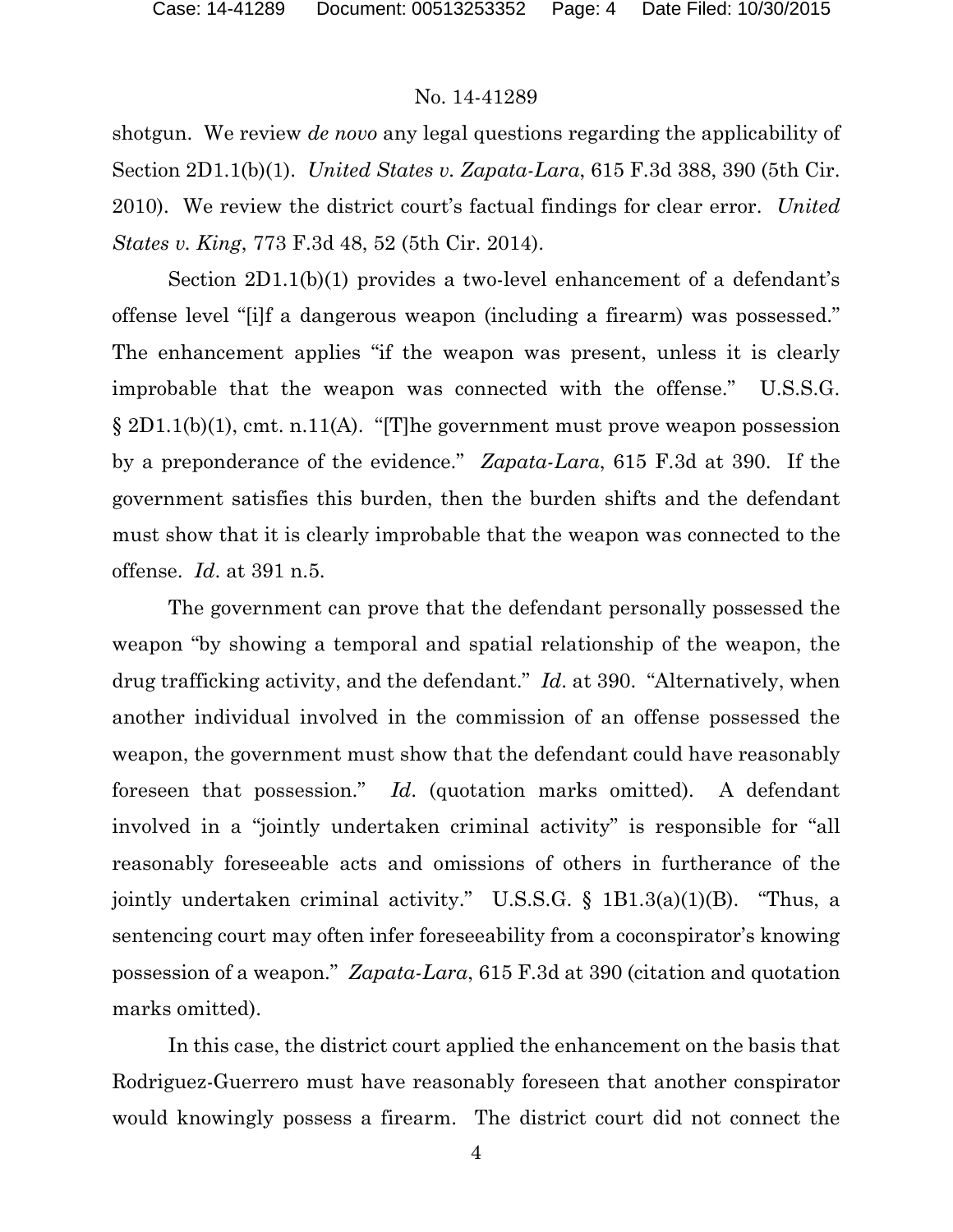shotgun. We review *de novo* any legal questions regarding the applicability of Section 2D1.1(b)(1). *United States v. Zapata-Lara*, 615 F.3d 388, 390 (5th Cir. 2010). We review the district court's factual findings for clear error. *United States v. King*, 773 F.3d 48, 52 (5th Cir. 2014).

Section 2D1.1(b)(1) provides a two-level enhancement of a defendant's offense level "[i]f a dangerous weapon (including a firearm) was possessed." The enhancement applies "if the weapon was present, unless it is clearly improbable that the weapon was connected with the offense." U.S.S.G. § 2D1.1(b)(1), cmt. n.11(A). "[T]he government must prove weapon possession by a preponderance of the evidence." *Zapata-Lara*, 615 F.3d at 390. If the government satisfies this burden, then the burden shifts and the defendant must show that it is clearly improbable that the weapon was connected to the offense. *Id*. at 391 n.5.

The government can prove that the defendant personally possessed the weapon "by showing a temporal and spatial relationship of the weapon, the drug trafficking activity, and the defendant." *Id*. at 390. "Alternatively, when another individual involved in the commission of an offense possessed the weapon, the government must show that the defendant could have reasonably foreseen that possession." *Id*. (quotation marks omitted). A defendant involved in a "jointly undertaken criminal activity" is responsible for "all reasonably foreseeable acts and omissions of others in furtherance of the jointly undertaken criminal activity." U.S.S.G. § 1B1.3(a)(1)(B). "Thus, a sentencing court may often infer foreseeability from a coconspirator's knowing possession of a weapon." *Zapata-Lara*, 615 F.3d at 390 (citation and quotation marks omitted).

In this case, the district court applied the enhancement on the basis that Rodriguez-Guerrero must have reasonably foreseen that another conspirator would knowingly possess a firearm. The district court did not connect the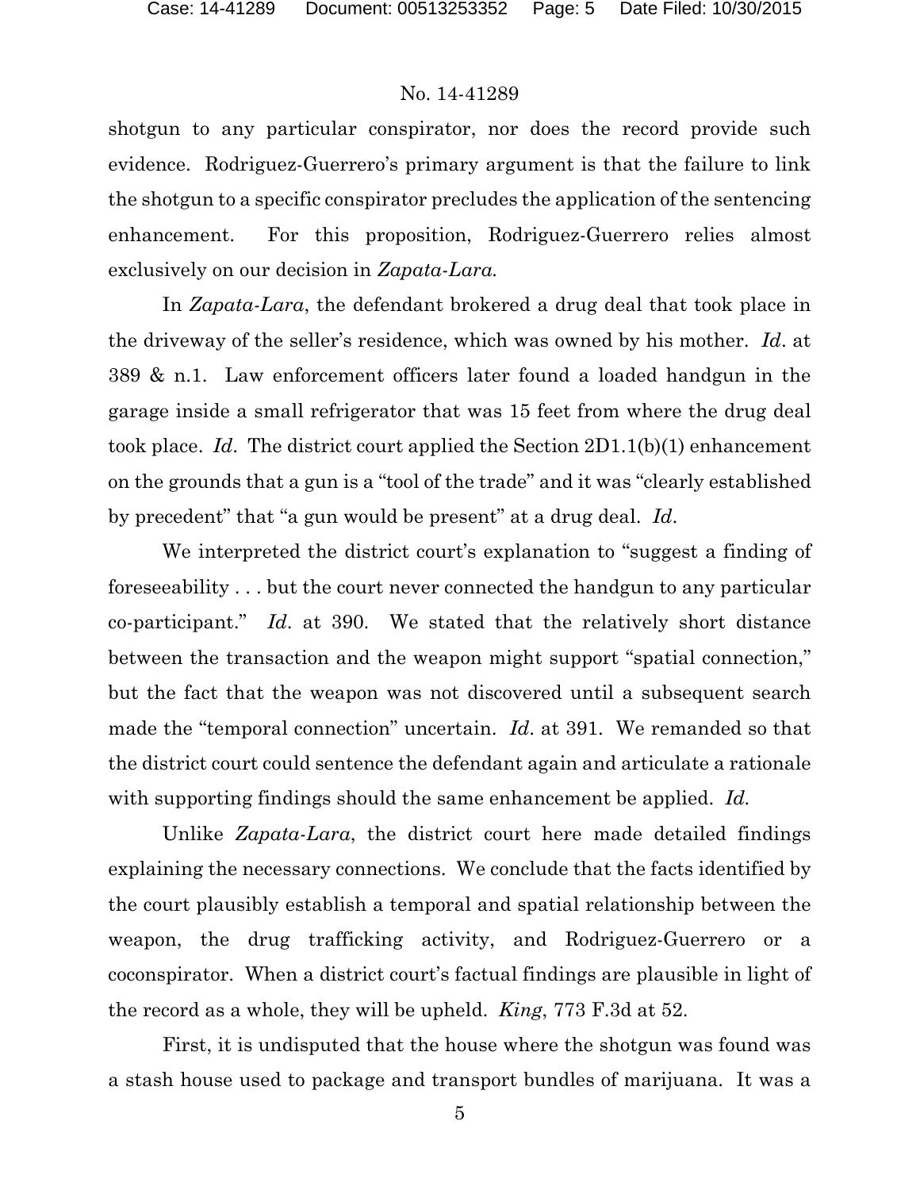shotgun to any particular conspirator, nor does the record provide such evidence. Rodriguez-Guerrero's primary argument is that the failure to link the shotgun to a specific conspirator precludes the application of the sentencing enhancement. For this proposition, Rodriguez-Guerrero relies almost exclusively on our decision in *Zapata-Lara*.

In *Zapata-Lara*, the defendant brokered a drug deal that took place in the driveway of the seller's residence, which was owned by his mother. *Id*. at 389 & n.1. Law enforcement officers later found a loaded handgun in the garage inside a small refrigerator that was 15 feet from where the drug deal took place. *Id*. The district court applied the Section 2D1.1(b)(1) enhancement on the grounds that a gun is a "tool of the trade" and it was "clearly established by precedent" that "a gun would be present" at a drug deal. *Id*.

We interpreted the district court's explanation to "suggest a finding of foreseeability . . . but the court never connected the handgun to any particular co-participant." *Id*. at 390. We stated that the relatively short distance between the transaction and the weapon might support "spatial connection," but the fact that the weapon was not discovered until a subsequent search made the "temporal connection" uncertain. *Id*. at 391. We remanded so that the district court could sentence the defendant again and articulate a rationale with supporting findings should the same enhancement be applied. *Id.*

Unlike *Zapata-Lara*, the district court here made detailed findings explaining the necessary connections. We conclude that the facts identified by the court plausibly establish a temporal and spatial relationship between the weapon, the drug trafficking activity, and Rodriguez-Guerrero or a coconspirator. When a district court's factual findings are plausible in light of the record as a whole, they will be upheld. *King*, 773 F.3d at 52.

First, it is undisputed that the house where the shotgun was found was a stash house used to package and transport bundles of marijuana. It was a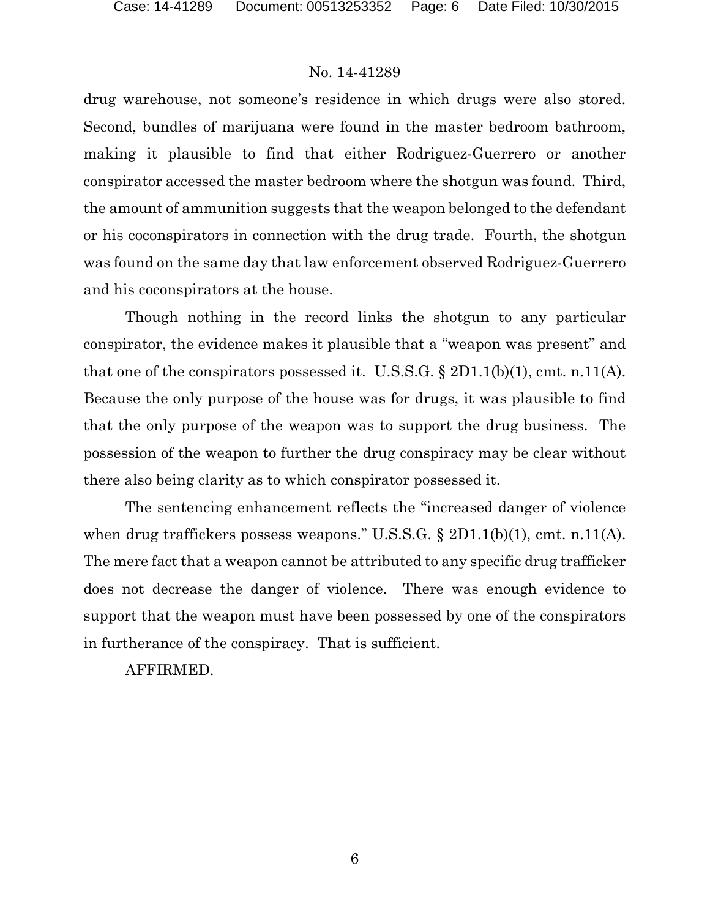drug warehouse, not someone's residence in which drugs were also stored. Second, bundles of marijuana were found in the master bedroom bathroom, making it plausible to find that either Rodriguez-Guerrero or another conspirator accessed the master bedroom where the shotgun was found. Third, the amount of ammunition suggests that the weapon belonged to the defendant or his coconspirators in connection with the drug trade. Fourth, the shotgun was found on the same day that law enforcement observed Rodriguez-Guerrero and his coconspirators at the house.

Though nothing in the record links the shotgun to any particular conspirator, the evidence makes it plausible that a "weapon was present" and that one of the conspirators possessed it. U.S.S.G. § 2D1.1(b)(1), cmt. n.11(A). Because the only purpose of the house was for drugs, it was plausible to find that the only purpose of the weapon was to support the drug business. The possession of the weapon to further the drug conspiracy may be clear without there also being clarity as to which conspirator possessed it.

The sentencing enhancement reflects the "increased danger of violence when drug traffickers possess weapons." U.S.S.G. § 2D1.1(b)(1), cmt. n.11(A). The mere fact that a weapon cannot be attributed to any specific drug trafficker does not decrease the danger of violence. There was enough evidence to support that the weapon must have been possessed by one of the conspirators in furtherance of the conspiracy. That is sufficient.

AFFIRMED.